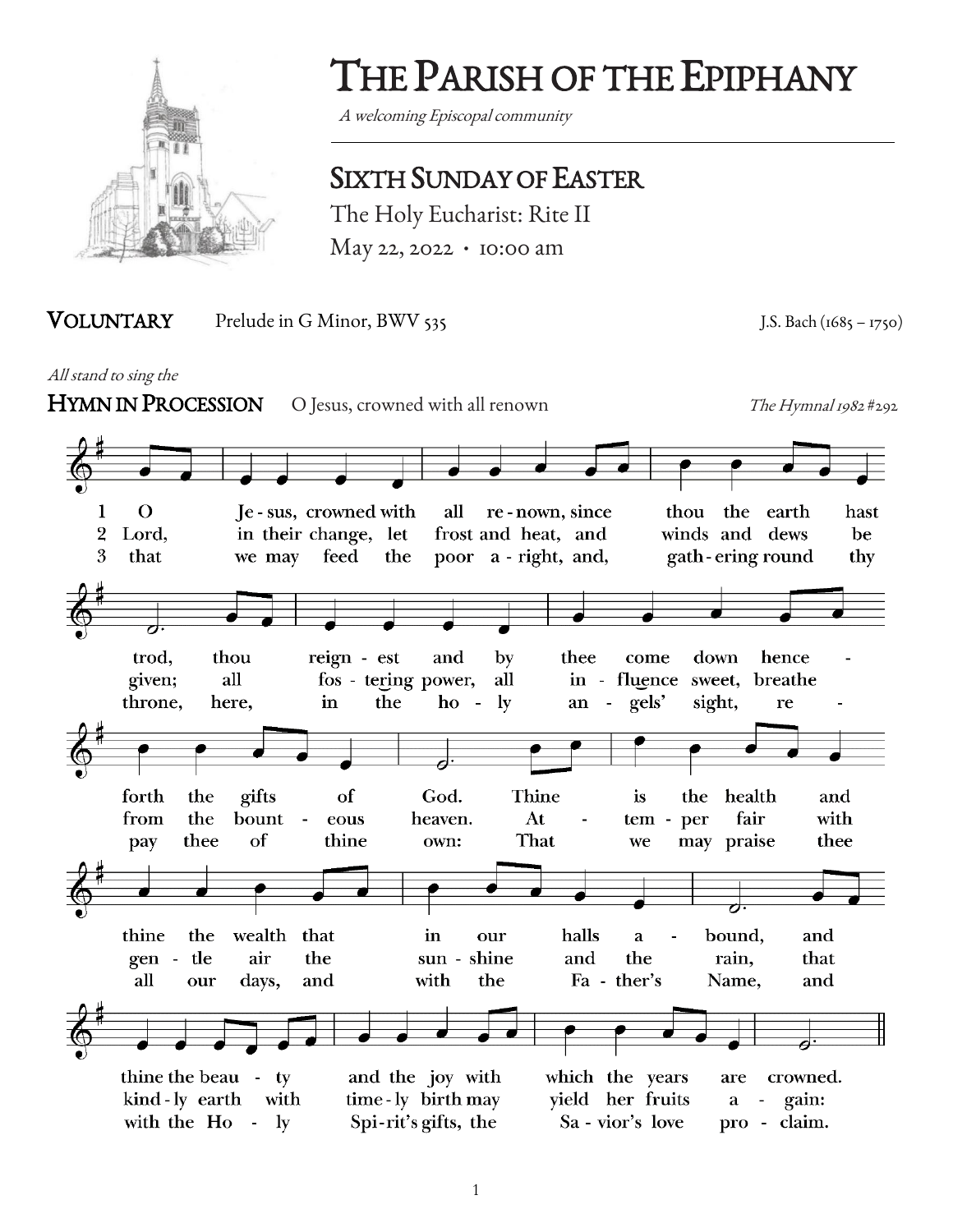# The Parish of the Epiphany

*A welcoming Episcopal community*

## Sixth Sunday of Easter

The Holy Eucharist: Rite II

May 22, 2022 • 10:00 am

**VOLUNTARY** Prelude in G Minor, BWV 535 J.S. Bach (1685 – 1750)

*All stand to sing the*

**HYMN IN PROCESSION** O Jesus, crowned with all renown *The Hymnal 1982* #292

1 O Jesus, crowned with all renown, since thou the earth hast trod, thou reignest and by thee come down henceforth the gifts of God. Thine is the health and thine the wealth that in our halls abound, and thine the beauty and the joy with which the years are crowned.

2 Lord, in their change, let frost and heat, and winds and dews be given; all fostering power, all influence sweet, breathe from the bounteous heaven. Attemper fair with gentle air the sunshine and the rain, that kindly earth with timely birth may yield her fruits again:

3 that we may feed the poor aright, and, gathering round thy throne, here, in the holy angels' sight, repay thee of thine own: That we may praise thee all our days, and with the Father's Name, and with the Holy Spirit's gifts, the Savior's love proclaim.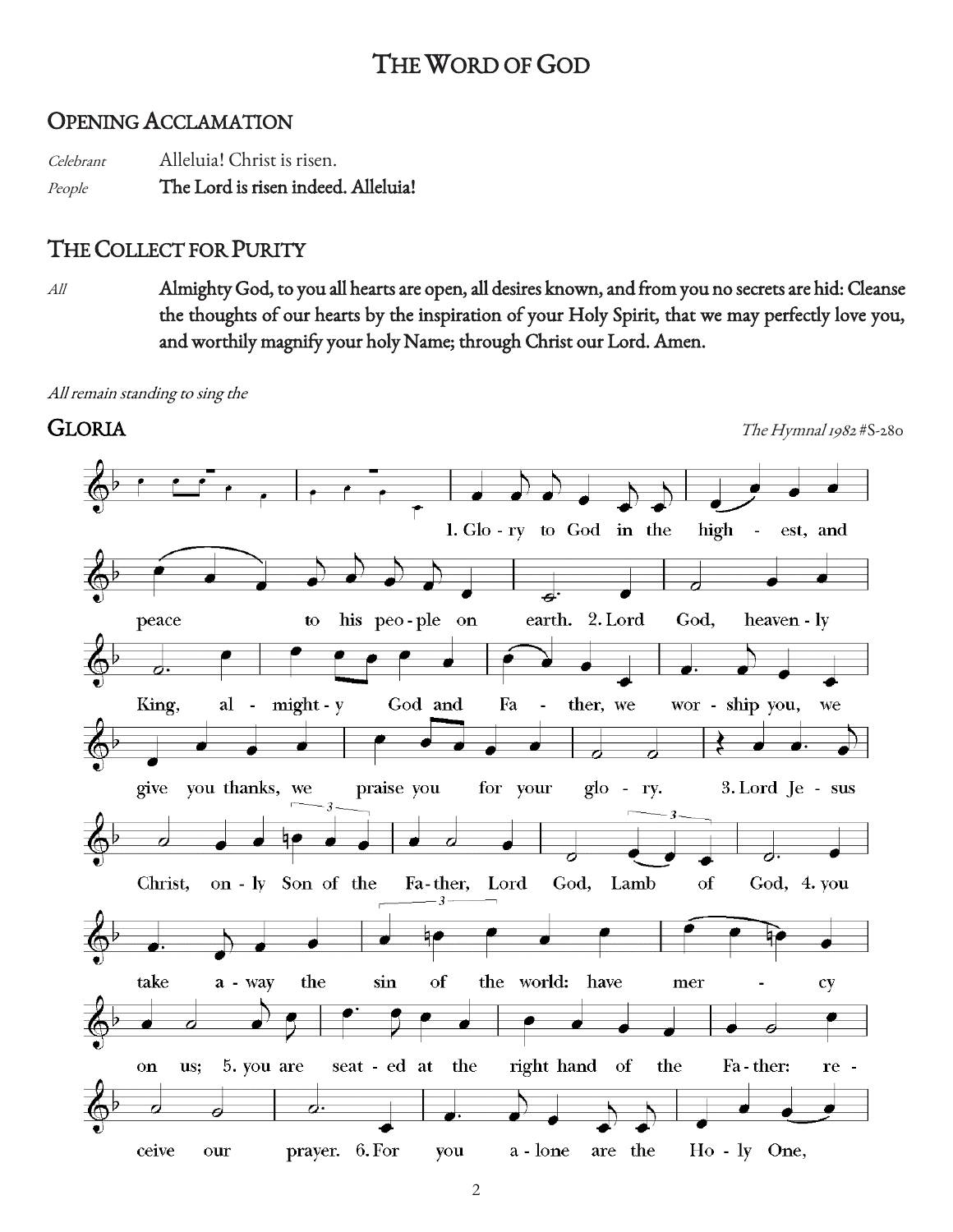# The Word of God

## Opening Acclamation

*Celebrant* Alleluia! Christ is risen.

*People* **The Lord is risen indeed. Alleluia!**

## The Collect for Purity

*All* **Almighty God, to you all hearts are open, all desires known, and from you no secrets are hid: Cleanse the thoughts of our hearts by the inspiration of your Holy Spirit, that we may perfectly love you, and worthily magnify your holy Name; through Christ our Lord. Amen.**

*All remain standing to sing the*

## Gloria

*The Hymnal 1982* #S-280

1. Glo - ry to God in the high - est, and peace to his peo - ple on earth. 2. Lord God, heaven - ly King, al - might - y God and Fa - ther, we wor - ship you, we give you thanks, we praise you for your glo - ry. 3. Lord Je - sus Christ, on - ly Son of the Fa - ther, Lord God, Lamb of God, 4. you take a - way the sin of the world: have mer - cy on us; 5. you are seat - ed at the right hand of the Fa - ther: re - ceive our prayer. 6. For you a - lone are the Ho - ly One,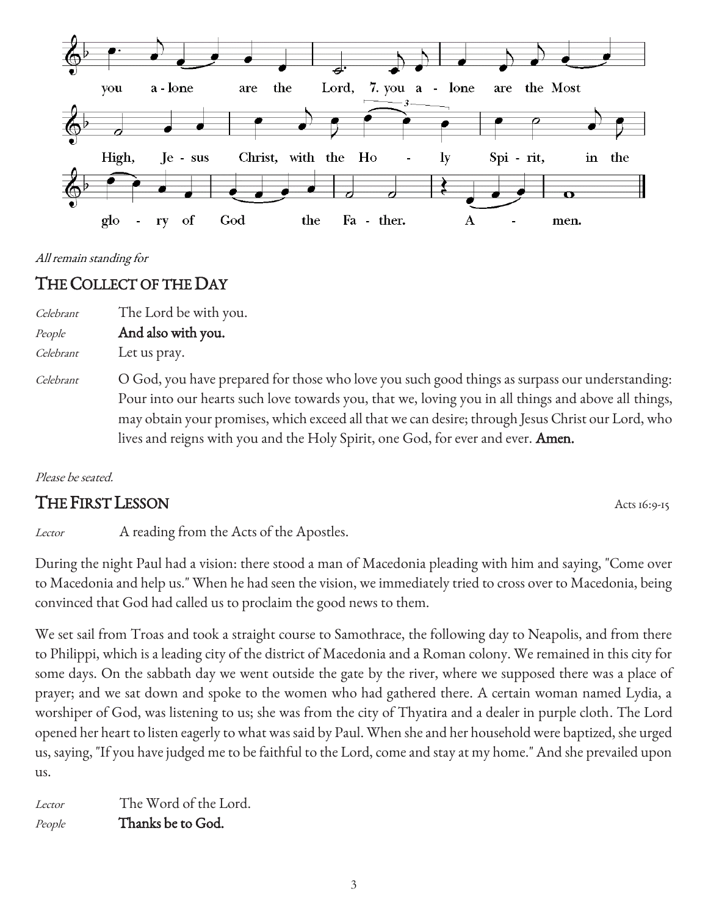you a - lone are the Lord, 7. you a - lone are the Most

High, Je - sus Christ, with the Ho - ly Spi - rit, in the

glo - ry of God the Fa - ther. A - men.

*All remain standing for*

## THE COLLECT OF THE DAY

*Celebrant* The Lord be with you.

*People* **And also with you.**

*Celebrant* Let us pray.

*Celebrant* O God, you have prepared for those who love you such good things as surpass our understanding: Pour into our hearts such love towards you, that we, loving you in all things and above all things, may obtain your promises, which exceed all that we can desire; through Jesus Christ our Lord, who lives and reigns with you and the Holy Spirit, one God, for ever and ever. **Amen.**

*Please be seated.*

## THE FIRST LESSON

Acts 16:9-15

*Lector* A reading from the Acts of the Apostles.

During the night Paul had a vision: there stood a man of Macedonia pleading with him and saying, "Come over to Macedonia and help us." When he had seen the vision, we immediately tried to cross over to Macedonia, being convinced that God had called us to proclaim the good news to them.

We set sail from Troas and took a straight course to Samothrace, the following day to Neapolis, and from there to Philippi, which is a leading city of the district of Macedonia and a Roman colony. We remained in this city for some days. On the sabbath day we went outside the gate by the river, where we supposed there was a place of prayer; and we sat down and spoke to the women who had gathered there. A certain woman named Lydia, a worshiper of God, was listening to us; she was from the city of Thyatira and a dealer in purple cloth. The Lord opened her heart to listen eagerly to what was said by Paul. When she and her household were baptized, she urged us, saying, "If you have judged me to be faithful to the Lord, come and stay at my home." And she prevailed upon us.

*Lector* The Word of the Lord.

*People* **Thanks be to God.**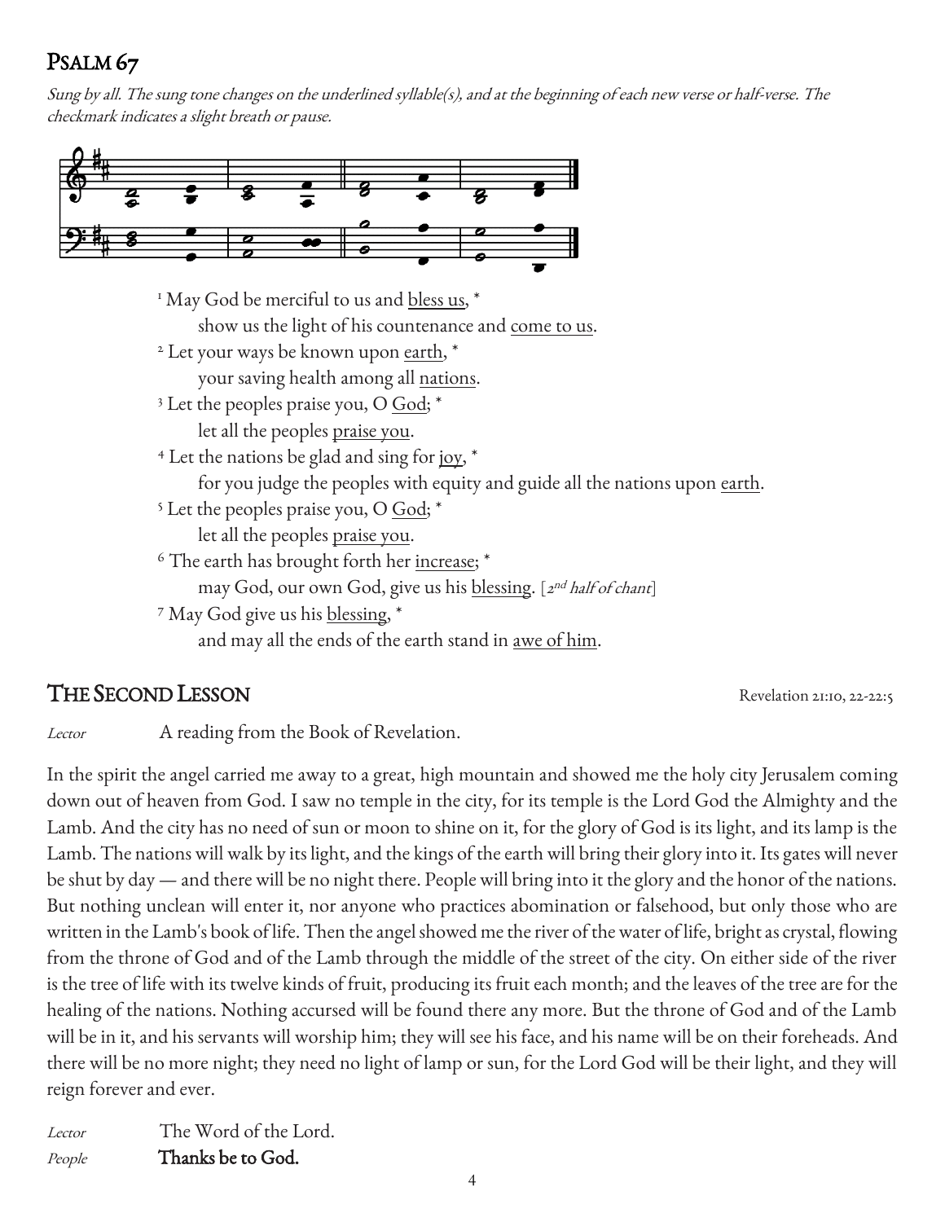## Psalm 67

*Sung by all. The sung tone changes on the underlined syllable(s), and at the beginning of each new verse or half-verse. The checkmark indicates a slight breath or pause.*

1 May God be merciful to us and <u>bless us</u>, *
  show us the light of his countenance and <u>come to us</u>.
2 Let your ways be known upon <u>earth</u>, *
  your saving health among all <u>nations</u>.
3 Let the peoples praise you, O <u>God</u>; *
  let all the peoples <u>praise you</u>.
4 Let the nations be glad and sing for <u>joy</u>, *
  for you judge the peoples with equity and guide all the nations upon <u>earth</u>.
5 Let the peoples praise you, O <u>God</u>; *
  let all the peoples <u>praise you</u>.
6 The earth has brought forth her <u>increase</u>; *
  may God, our own God, give us his <u>blessing</u>. [*2nd half of chant*]
7 May God give us his <u>blessing</u>, *
  and may all the ends of the earth stand in <u>awe of him</u>.

## The Second Lesson

Revelation 21:10, 22-22:5

*Lector* A reading from the Book of Revelation.

In the spirit the angel carried me away to a great, high mountain and showed me the holy city Jerusalem coming down out of heaven from God. I saw no temple in the city, for its temple is the Lord God the Almighty and the Lamb. And the city has no need of sun or moon to shine on it, for the glory of God is its light, and its lamp is the Lamb. The nations will walk by its light, and the kings of the earth will bring their glory into it. Its gates will never be shut by day — and there will be no night there. People will bring into it the glory and the honor of the nations. But nothing unclean will enter it, nor anyone who practices abomination or falsehood, but only those who are written in the Lamb's book of life. Then the angel showed me the river of the water of life, bright as crystal, flowing from the throne of God and of the Lamb through the middle of the street of the city. On either side of the river is the tree of life with its twelve kinds of fruit, producing its fruit each month; and the leaves of the tree are for the healing of the nations. Nothing accursed will be found there any more. But the throne of God and of the Lamb will be in it, and his servants will worship him; they will see his face, and his name will be on their foreheads. And there will be no more night; they need no light of lamp or sun, for the Lord God will be their light, and they will reign forever and ever.

*Lector* The Word of the Lord.
*People* **Thanks be to God.**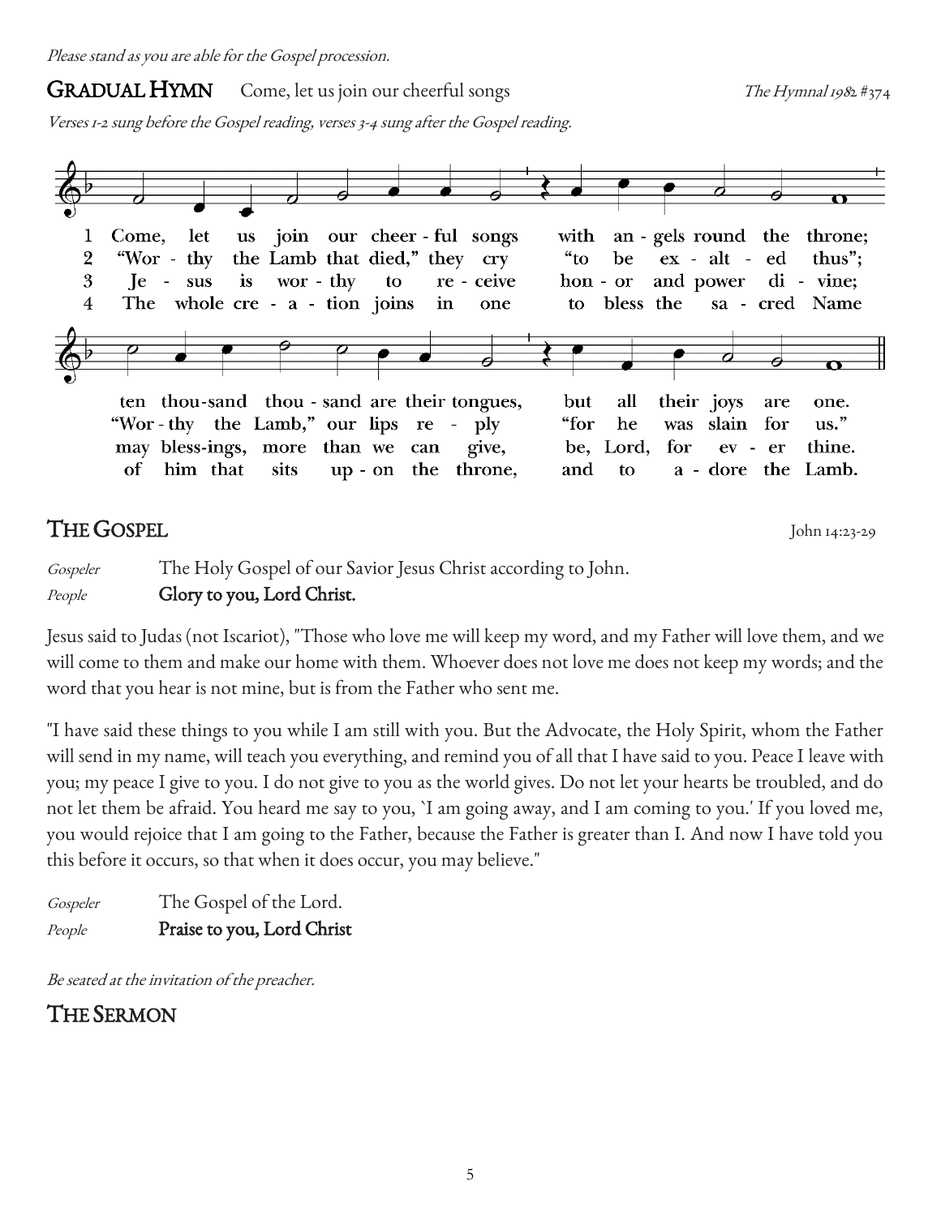*Please stand as you are able for the Gospel procession.*

## GRADUAL HYMN Come, let us join our cheerful songs *The Hymnal 1982* #374

*Verses 1-2 sung before the Gospel reading, verses 3-4 sung after the Gospel reading.*

1 Come, let us join our cheer - ful songs with an - gels round the throne;
ten thou-sand thou - sand are their tongues, but all their joys are one.

2 "Wor - thy the Lamb that died," they cry "to be ex - alt - ed thus";
"Wor - thy the Lamb," our lips re - ply "for he was slain for us."

3 Je - sus is wor - thy to re - ceive hon - or and power di - vine;
may bless-ings, more than we can give, be, Lord, for ev - er thine.

4 The whole cre - a - tion joins in one to bless the sa - cred Name
of him that sits up - on the throne, and to a - dore the Lamb.

## THE GOSPEL John 14:23-29

*Gospeler* The Holy Gospel of our Savior Jesus Christ according to John.
*People* **Glory to you, Lord Christ.**

Jesus said to Judas (not Iscariot), "Those who love me will keep my word, and my Father will love them, and we will come to them and make our home with them. Whoever does not love me does not keep my words; and the word that you hear is not mine, but is from the Father who sent me.

"I have said these things to you while I am still with you. But the Advocate, the Holy Spirit, whom the Father will send in my name, will teach you everything, and remind you of all that I have said to you. Peace I leave with you; my peace I give to you. I do not give to you as the world gives. Do not let your hearts be troubled, and do not let them be afraid. You heard me say to you, `I am going away, and I am coming to you.' If you loved me, you would rejoice that I am going to the Father, because the Father is greater than I. And now I have told you this before it occurs, so that when it does occur, you may believe."

*Gospeler* The Gospel of the Lord.
*People* **Praise to you, Lord Christ**

*Be seated at the invitation of the preacher.*

## THE SERMON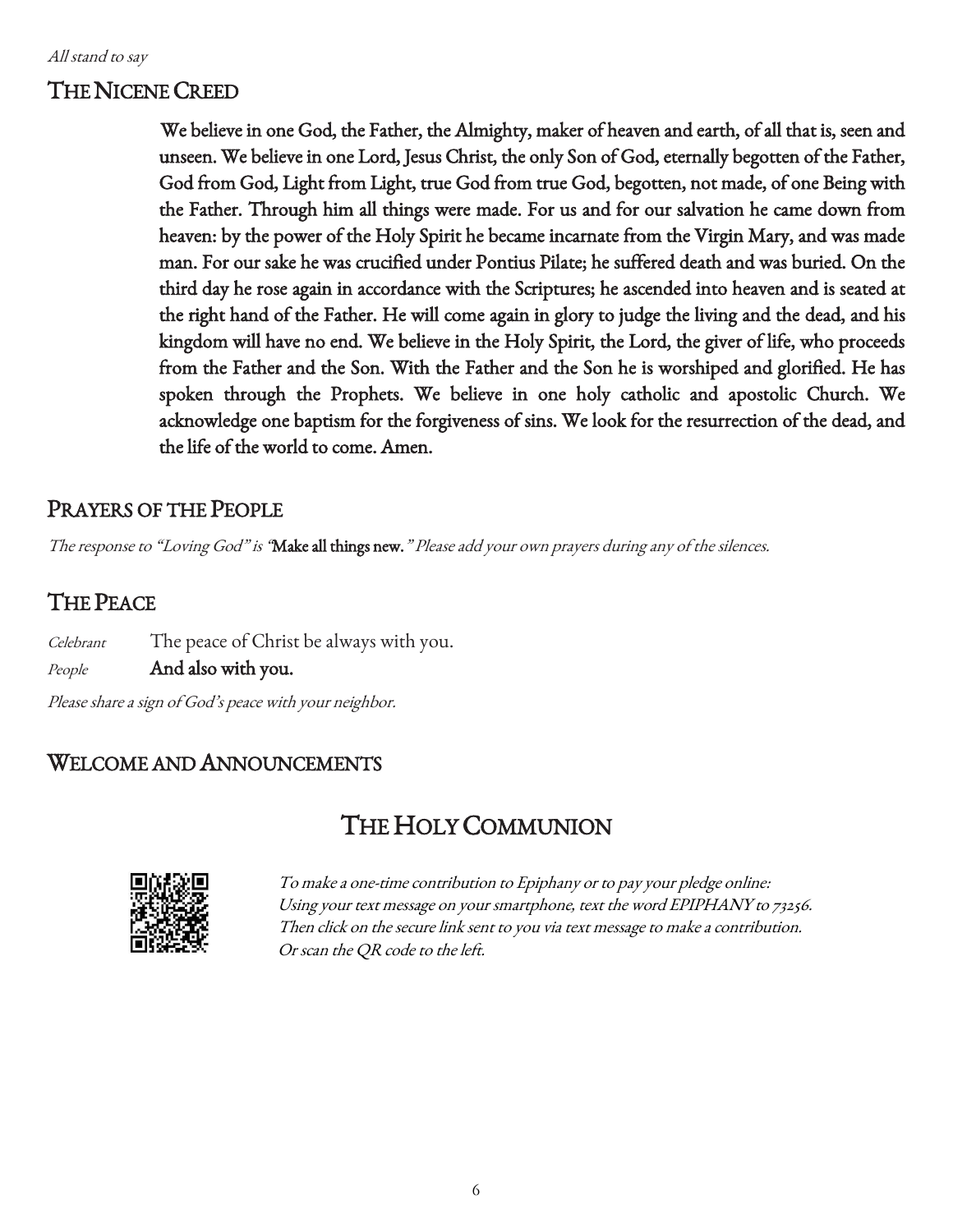*All stand to say*

## THE NICENE CREED

**We believe in one God, the Father, the Almighty, maker of heaven and earth, of all that is, seen and unseen. We believe in one Lord, Jesus Christ, the only Son of God, eternally begotten of the Father, God from God, Light from Light, true God from true God, begotten, not made, of one Being with the Father. Through him all things were made. For us and for our salvation he came down from heaven: by the power of the Holy Spirit he became incarnate from the Virgin Mary, and was made man. For our sake he was crucified under Pontius Pilate; he suffered death and was buried. On the third day he rose again in accordance with the Scriptures; he ascended into heaven and is seated at the right hand of the Father. He will come again in glory to judge the living and the dead, and his kingdom will have no end. We believe in the Holy Spirit, the Lord, the giver of life, who proceeds from the Father and the Son. With the Father and the Son he is worshiped and glorified. He has spoken through the Prophets. We believe in one holy catholic and apostolic Church. We acknowledge one baptism for the forgiveness of sins. We look for the resurrection of the dead, and the life of the world to come. Amen.**

## PRAYERS OF THE PEOPLE

*The response to "Loving God" is "***Make all things new.***" Please add your own prayers during any of the silences.*

## THE PEACE

*Celebrant* The peace of Christ be always with you.

*People* **And also with you.**

*Please share a sign of God's peace with your neighbor.*

## WELCOME AND ANNOUNCEMENTS

# THE HOLY COMMUNION

*To make a one-time contribution to Epiphany or to pay your pledge online:*
*Using your text message on your smartphone, text the word EPIPHANY to 73256.*
*Then click on the secure link sent to you via text message to make a contribution.*
*Or scan the QR code to the left.*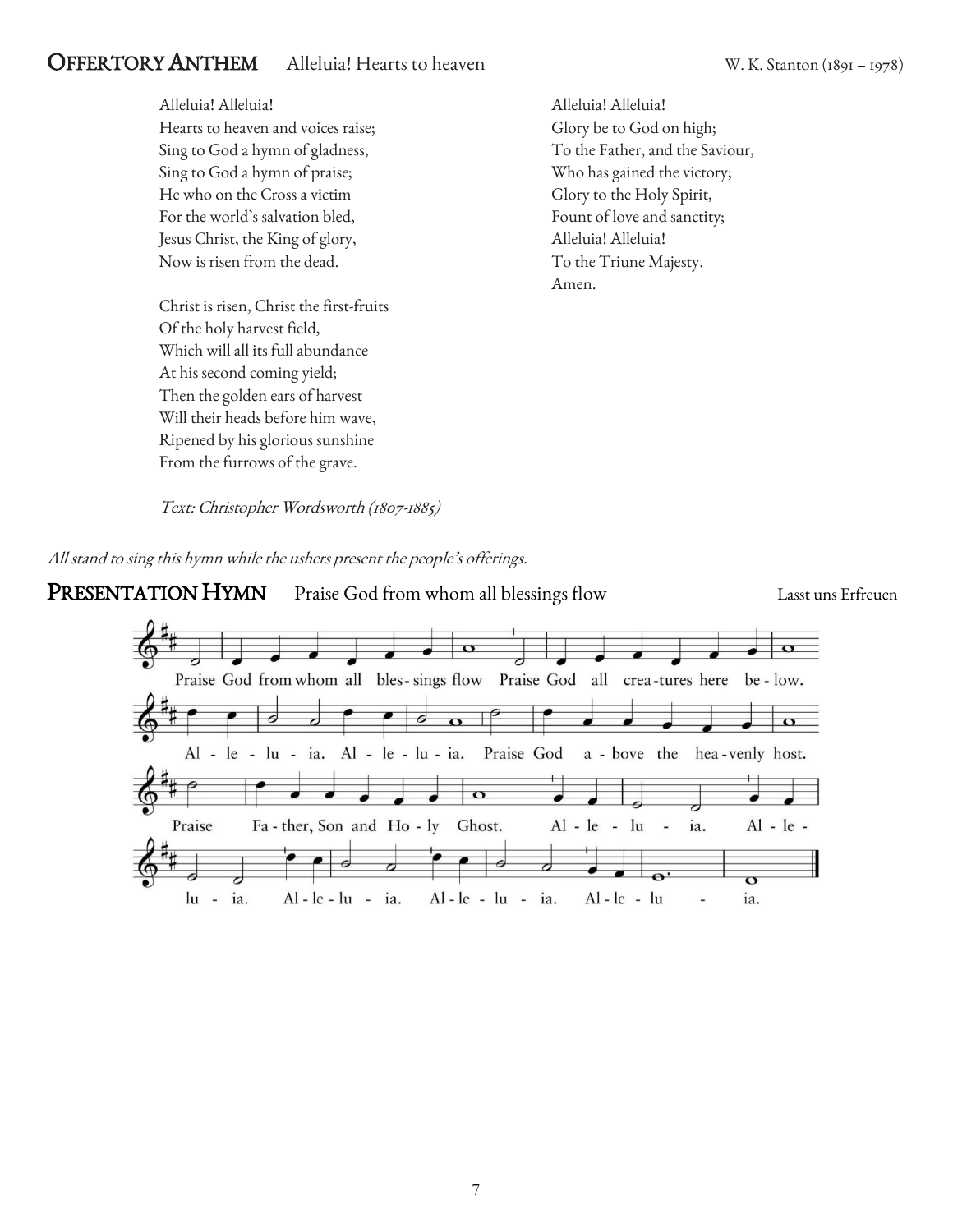## OFFERTORY ANTHEM Alleluia! Hearts to heaven

W. K. Stanton (1891 – 1978)

Alleluia! Alleluia!
Hearts to heaven and voices raise;
Sing to God a hymn of gladness,
Sing to God a hymn of praise;
He who on the Cross a victim
For the world's salvation bled,
Jesus Christ, the King of glory,
Now is risen from the dead.

Christ is risen, Christ the first-fruits
Of the holy harvest field,
Which will all its full abundance
At his second coming yield;
Then the golden ears of harvest
Will their heads before him wave,
Ripened by his glorious sunshine
From the furrows of the grave.

Alleluia! Alleluia!
Glory be to God on high;
To the Father, and the Saviour,
Who has gained the victory;
Glory to the Holy Spirit,
Fount of love and sanctity;
Alleluia! Alleluia!
To the Triune Majesty.
Amen.

*Text: Christopher Wordsworth (1807-1885)*

*All stand to sing this hymn while the ushers present the people's offerings.*

## PRESENTATION HYMN Praise God from whom all blessings flow

Lasst uns Erfreuen

Praise God from whom all blessings flow
Praise God all creatures here below.
Alleluia. Alleluia.
Praise God above the heavenly host.
Praise Father, Son and Holy Ghost.
Alleluia. Alleluia.
Alleluia. Alleluia. Alleluia.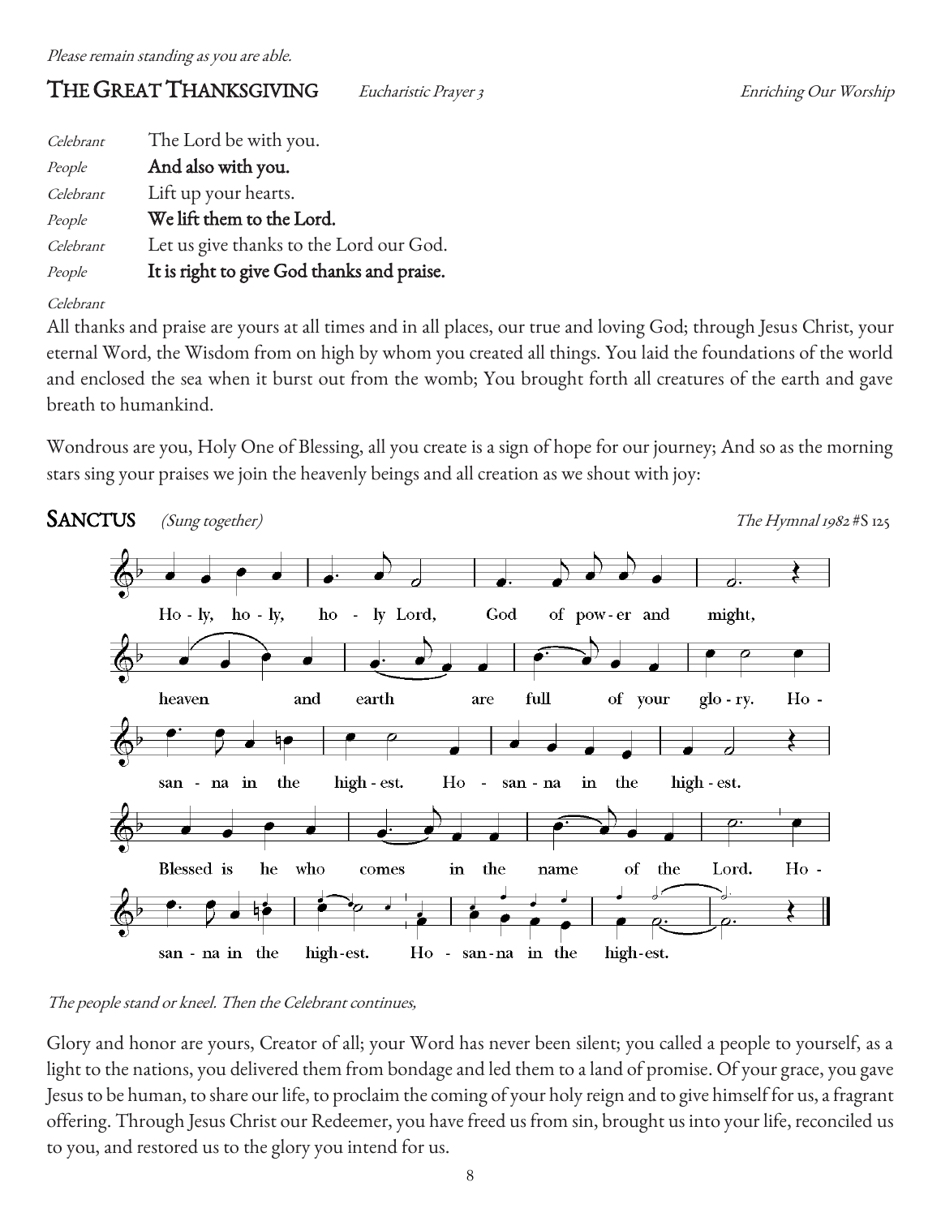*Please remain standing as you are able.*

## THE GREAT THANKSGIVING *Eucharistic Prayer 3* *Enriching Our Worship*

*Celebrant* The Lord be with you.
*People* **And also with you.**
*Celebrant* Lift up your hearts.
*People* **We lift them to the Lord.**
*Celebrant* Let us give thanks to the Lord our God.
*People* **It is right to give God thanks and praise.**

*Celebrant*
All thanks and praise are yours at all times and in all places, our true and loving God; through Jesus Christ, your eternal Word, the Wisdom from on high by whom you created all things. You laid the foundations of the world and enclosed the sea when it burst out from the womb; You brought forth all creatures of the earth and gave breath to humankind.

Wondrous are you, Holy One of Blessing, all you create is a sign of hope for our journey; And so as the morning stars sing your praises we join the heavenly beings and all creation as we shout with joy:

## SANCTUS *(Sung together)* *The Hymnal 1982 #S 125*

Holy, holy, holy Lord, God of power and might, heaven and earth are full of your glory. Hosanna in the highest. Hosanna in the highest.
Blessed is he who comes in the name of the Lord. Hosanna in the highest. Hosanna in the highest.

*The people stand or kneel. Then the Celebrant continues,*

Glory and honor are yours, Creator of all; your Word has never been silent; you called a people to yourself, as a light to the nations, you delivered them from bondage and led them to a land of promise. Of your grace, you gave Jesus to be human, to share our life, to proclaim the coming of your holy reign and to give himself for us, a fragrant offering. Through Jesus Christ our Redeemer, you have freed us from sin, brought us into your life, reconciled us to you, and restored us to the glory you intend for us.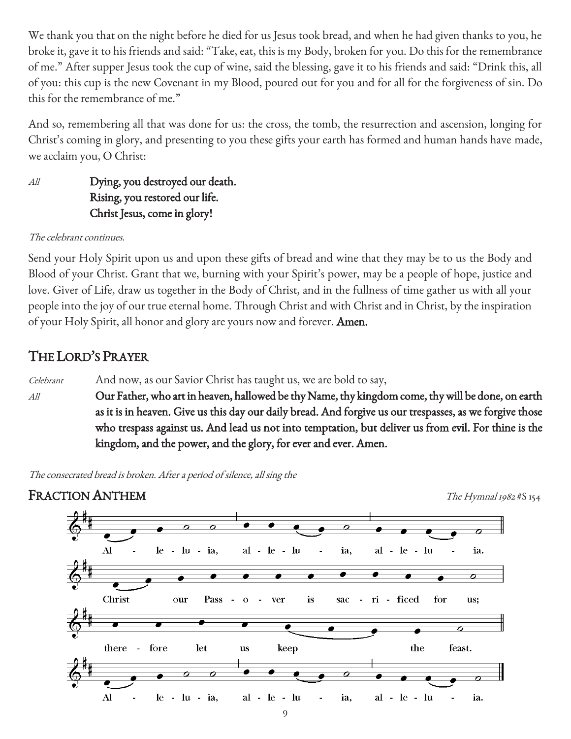We thank you that on the night before he died for us Jesus took bread, and when he had given thanks to you, he broke it, gave it to his friends and said: "Take, eat, this is my Body, broken for you. Do this for the remembrance of me." After supper Jesus took the cup of wine, said the blessing, gave it to his friends and said: "Drink this, all of you: this cup is the new Covenant in my Blood, poured out for you and for all for the forgiveness of sin. Do this for the remembrance of me."

And so, remembering all that was done for us: the cross, the tomb, the resurrection and ascension, longing for Christ's coming in glory, and presenting to you these gifts your earth has formed and human hands have made, we acclaim you, O Christ:

*All* **Dying, you destroyed our death.
Rising, you restored our life.
Christ Jesus, come in glory!**

*The celebrant continues.*

Send your Holy Spirit upon us and upon these gifts of bread and wine that they may be to us the Body and Blood of your Christ. Grant that we, burning with your Spirit's power, may be a people of hope, justice and love. Giver of Life, draw us together in the Body of Christ, and in the fullness of time gather us with all your people into the joy of our true eternal home. Through Christ and with Christ and in Christ, by the inspiration of your Holy Spirit, all honor and glory are yours now and forever. **Amen.**

## The Lord's Prayer

*Celebrant* And now, as our Savior Christ has taught us, we are bold to say,

*All* **Our Father, who art in heaven, hallowed be thy Name, thy kingdom come, thy will be done, on earth as it is in heaven. Give us this day our daily bread. And forgive us our trespasses, as we forgive those who trespass against us. And lead us not into temptation, but deliver us from evil. For thine is the kingdom, and the power, and the glory, for ever and ever. Amen.**

*The consecrated bread is broken. After a period of silence, all sing the*

## Fraction Anthem

*The Hymnal 1982* #S 154

Al - le - lu - ia, al - le - lu - ia, al - le - lu - ia.
Christ our Pass - o - ver is sac - ri - ficed for us;
there - fore let us keep the feast.
Al - le - lu - ia, al - le - lu - ia, al - le - lu - ia.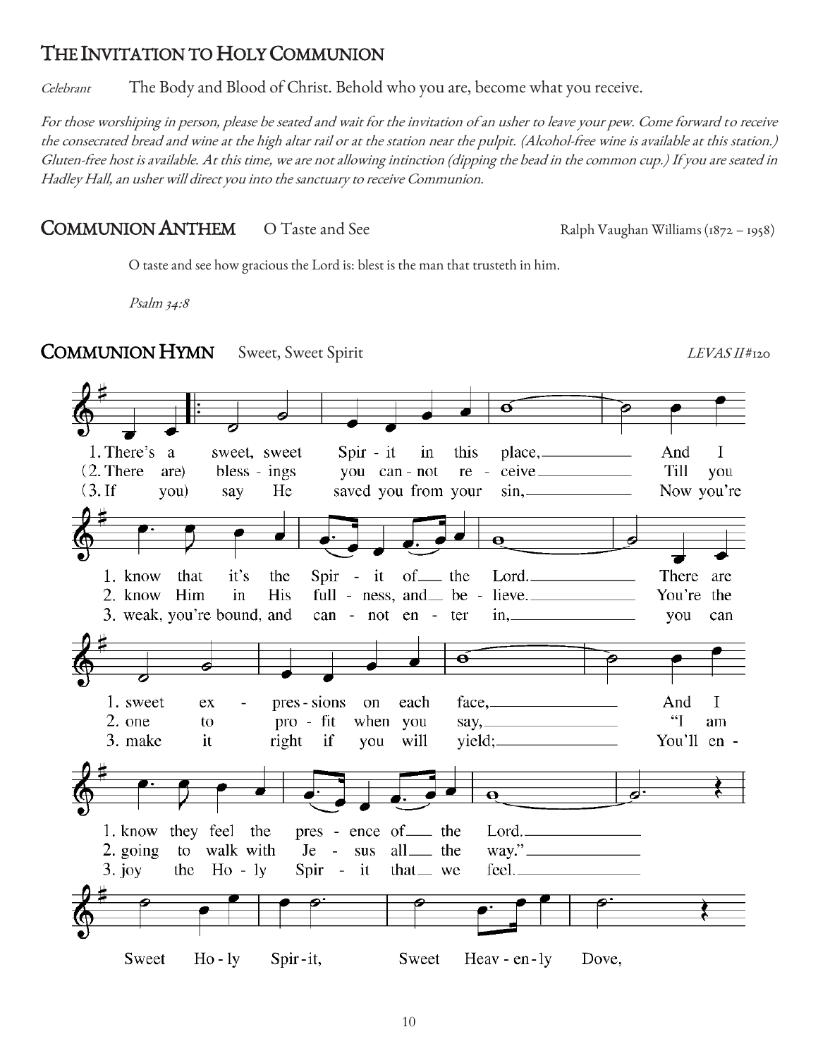## THE INVITATION TO HOLY COMMUNION

*Celebrant* The Body and Blood of Christ. Behold who you are, become what you receive.

*For those worshiping in person, please be seated and wait for the invitation of an usher to leave your pew. Come forward to receive the consecrated bread and wine at the high altar rail or at the station near the pulpit. (Alcohol-free wine is available at this station.) Gluten-free host is available. At this time, we are not allowing intinction (dipping the bead in the common cup.) If you are seated in Hadley Hall, an usher will direct you into the sanctuary to receive Communion.*

## COMMUNION ANTHEM O Taste and See

Ralph Vaughan Williams (1872 – 1958)

O taste and see how gracious the Lord is: blest is the man that trusteth in him.

*Psalm 34:8*

## COMMUNION HYMN Sweet, Sweet Spirit

*LEVAS II* #120

1. There's a sweet, sweet Spirit in this place, And I know that it's the Spirit of the Lord. There are sweet expressions on each face, And I know they feel the presence of the Lord.

2. There are blessings you cannot receive Till you know Him in His fullness, and believe. You're the one to profit when you say, "I am going to walk with Jesus all the way."

3. If you say He saved you from your sin, Now you're weak, you're bound, and cannot enter in, you can make it right if you will yield; You'll enjoy the Holy Spirit that we feel.

Sweet Holy Spirit, Sweet Heavenly Dove,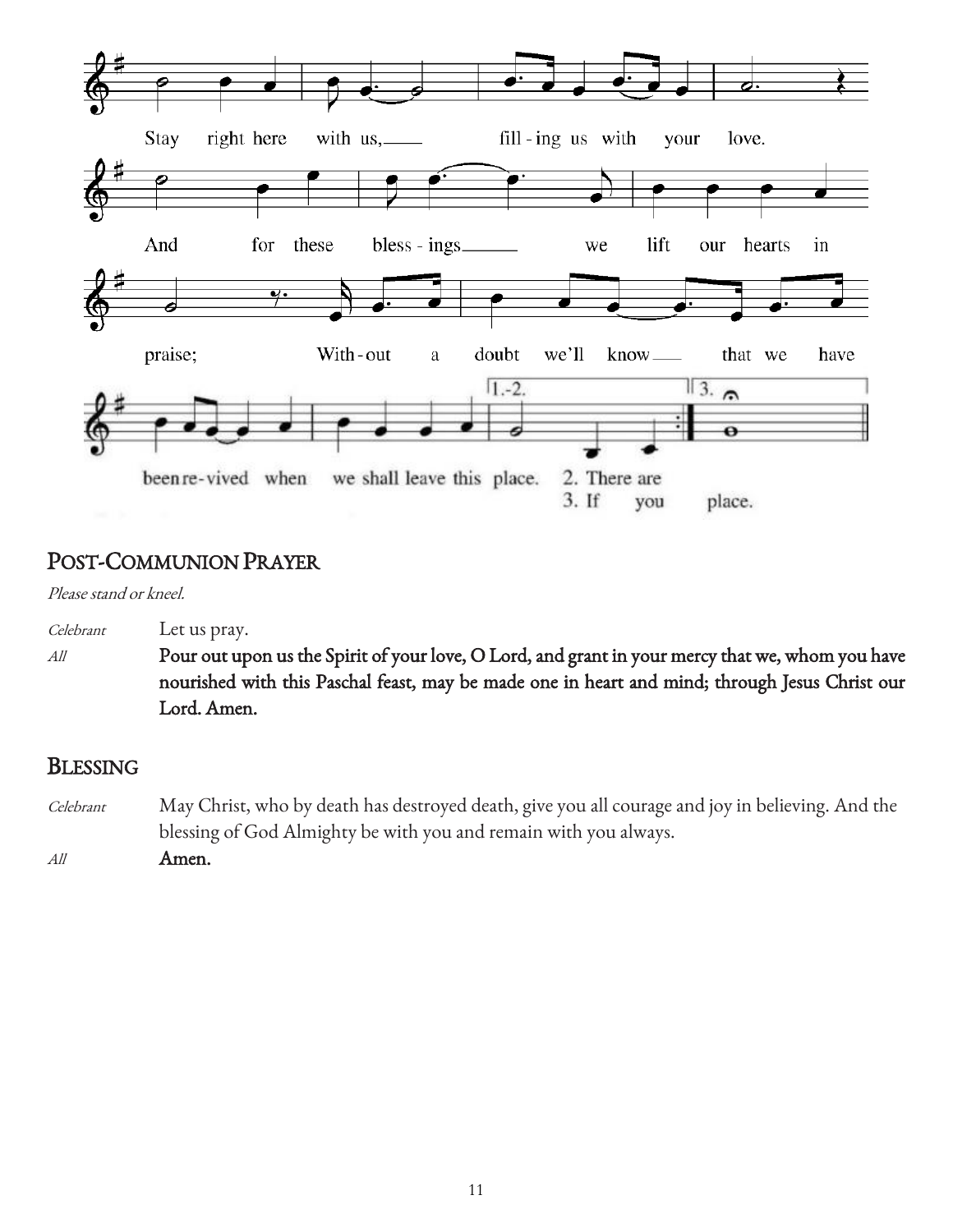Stay right here with us, filling us with your love.

And for these blessings we lift our hearts in praise;

Without a doubt we'll know that we have been revived when we shall leave this place.

1.-2. 2. There are

3. If you place.

## Post-Communion Prayer

*Please stand or kneel.*

*Celebrant* Let us pray.

*All* **Pour out upon us the Spirit of your love, O Lord, and grant in your mercy that we, whom you have nourished with this Paschal feast, may be made one in heart and mind; through Jesus Christ our Lord. Amen.**

## Blessing

*Celebrant* May Christ, who by death has destroyed death, give you all courage and joy in believing. And the blessing of God Almighty be with you and remain with you always.

*All* **Amen.**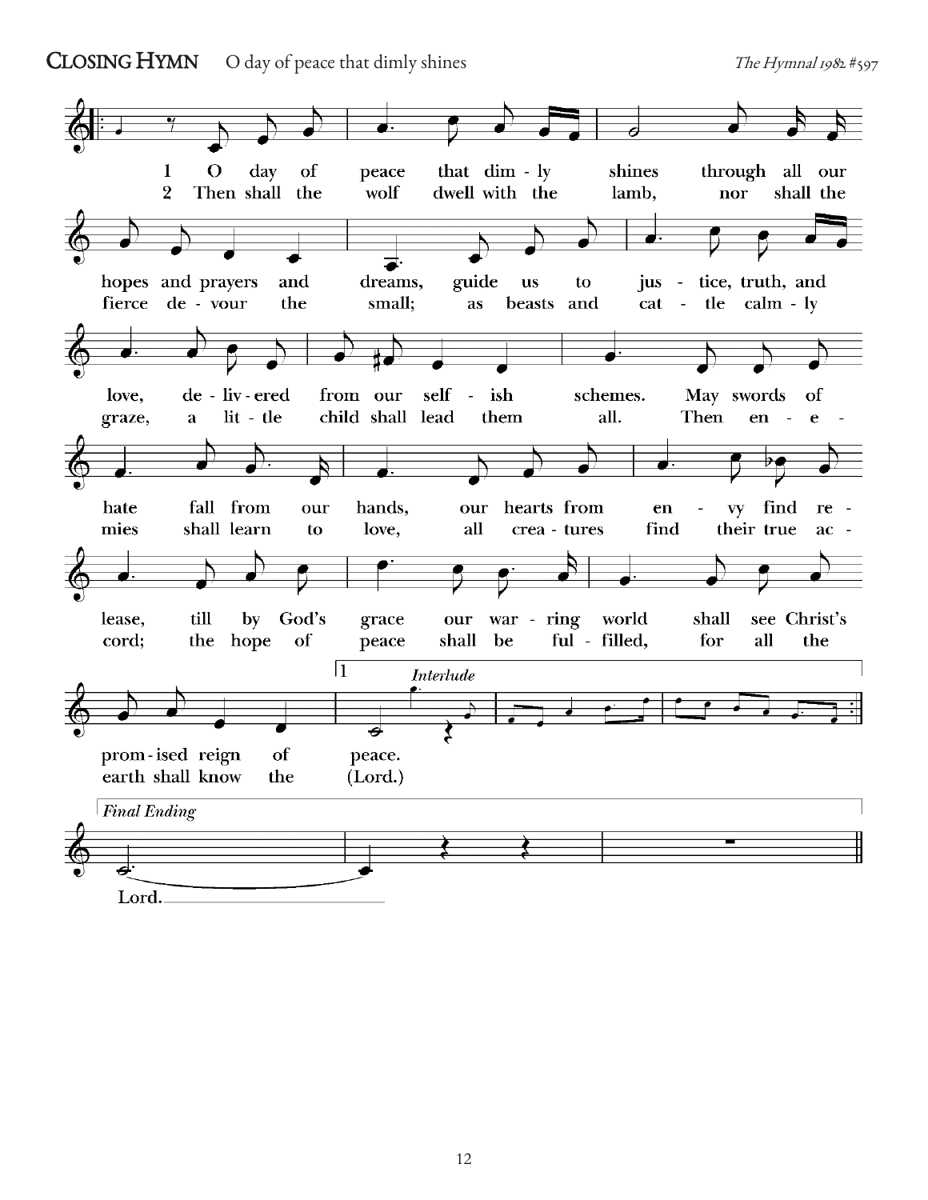## CLOSING HYMN  O day of peace that dimly shines  *The Hymnal 1982* #597

1 O day of peace that dimly shines through all our hopes and prayers and dreams, guide us to justice, truth, and love, delivered from our selfish schemes. May swords of hate fall from our hands, our hearts from envy find release, till by God's grace our warring world shall see Christ's promised reign of peace.

*Interlude*

2 Then shall the wolf dwell with the lamb, nor shall the fierce devour the small; as beasts and cattle calmly graze, a little child shall lead them all. Then enemies shall learn to love, all creatures find their true accord; the hope of peace shall be fulfilled, for all the earth shall know the (Lord.)

*Final Ending*

Lord.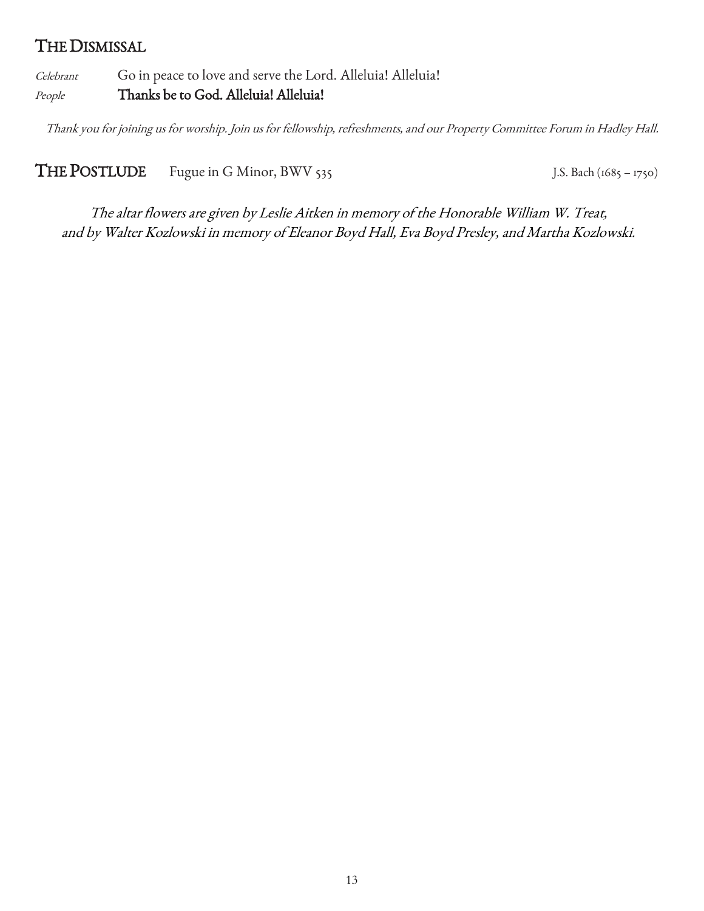## THE DISMISSAL

*Celebrant* Go in peace to love and serve the Lord. Alleluia! Alleluia!

*People* **Thanks be to God. Alleluia! Alleluia!**

*Thank you for joining us for worship. Join us for fellowship, refreshments, and our Property Committee Forum in Hadley Hall.*

## THE POSTLUDE Fugue in G Minor, BWV 535 J.S. Bach (1685 – 1750)

*The altar flowers are given by Leslie Aitken in memory of the Honorable William W. Treat, and by Walter Kozlowski in memory of Eleanor Boyd Hall, Eva Boyd Presley, and Martha Kozlowski.*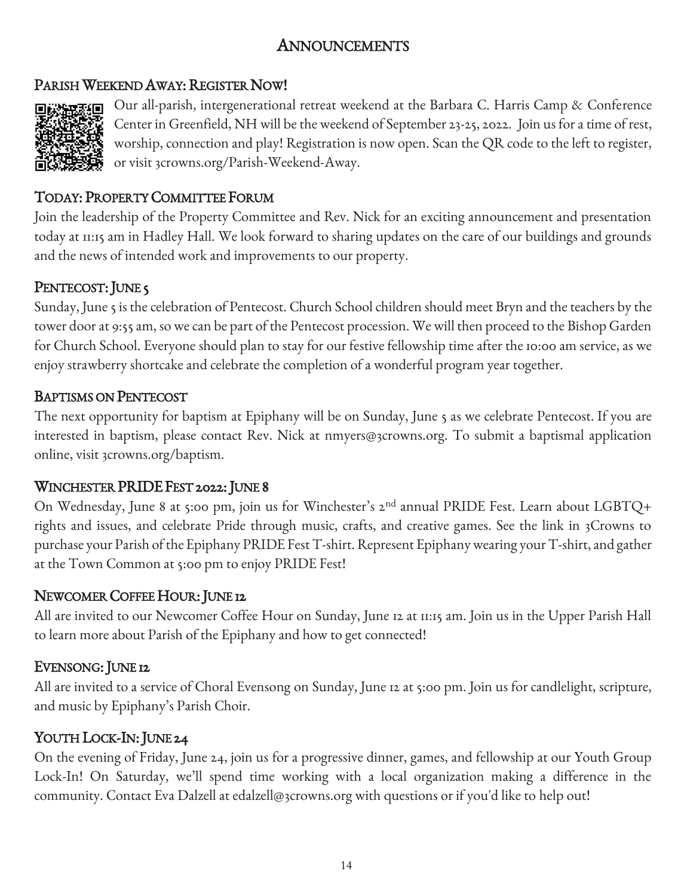# Announcements

## Parish Weekend Away: Register Now!

Our all-parish, intergenerational retreat weekend at the Barbara C. Harris Camp & Conference Center in Greenfield, NH will be the weekend of September 23-25, 2022. Join us for a time of rest, worship, connection and play! Registration is now open. Scan the QR code to the left to register, or visit 3crowns.org/Parish-Weekend-Away.

## Today: Property Committee Forum

Join the leadership of the Property Committee and Rev. Nick for an exciting announcement and presentation today at 11:15 am in Hadley Hall. We look forward to sharing updates on the care of our buildings and grounds and the news of intended work and improvements to our property.

## Pentecost: June 5

Sunday, June 5 is the celebration of Pentecost. Church School children should meet Bryn and the teachers by the tower door at 9:55 am, so we can be part of the Pentecost procession. We will then proceed to the Bishop Garden for Church School. Everyone should plan to stay for our festive fellowship time after the 10:00 am service, as we enjoy strawberry shortcake and celebrate the completion of a wonderful program year together.

## Baptisms on Pentecost

The next opportunity for baptism at Epiphany will be on Sunday, June 5 as we celebrate Pentecost. If you are interested in baptism, please contact Rev. Nick at nmyers@3crowns.org. To submit a baptismal application online, visit 3crowns.org/baptism.

## Winchester PRIDE Fest 2022: June 8

On Wednesday, June 8 at 5:00 pm, join us for Winchester's 2nd annual PRIDE Fest. Learn about LGBTQ+ rights and issues, and celebrate Pride through music, crafts, and creative games. See the link in 3Crowns to purchase your Parish of the Epiphany PRIDE Fest T-shirt. Represent Epiphany wearing your T-shirt, and gather at the Town Common at 5:00 pm to enjoy PRIDE Fest!

## Newcomer Coffee Hour: June 12

All are invited to our Newcomer Coffee Hour on Sunday, June 12 at 11:15 am. Join us in the Upper Parish Hall to learn more about Parish of the Epiphany and how to get connected!

## Evensong: June 12

All are invited to a service of Choral Evensong on Sunday, June 12 at 5:00 pm. Join us for candlelight, scripture, and music by Epiphany's Parish Choir.

## Youth Lock-In: June 24

On the evening of Friday, June 24, join us for a progressive dinner, games, and fellowship at our Youth Group Lock-In! On Saturday, we'll spend time working with a local organization making a difference in the community. Contact Eva Dalzell at edalzell@3crowns.org with questions or if you'd like to help out!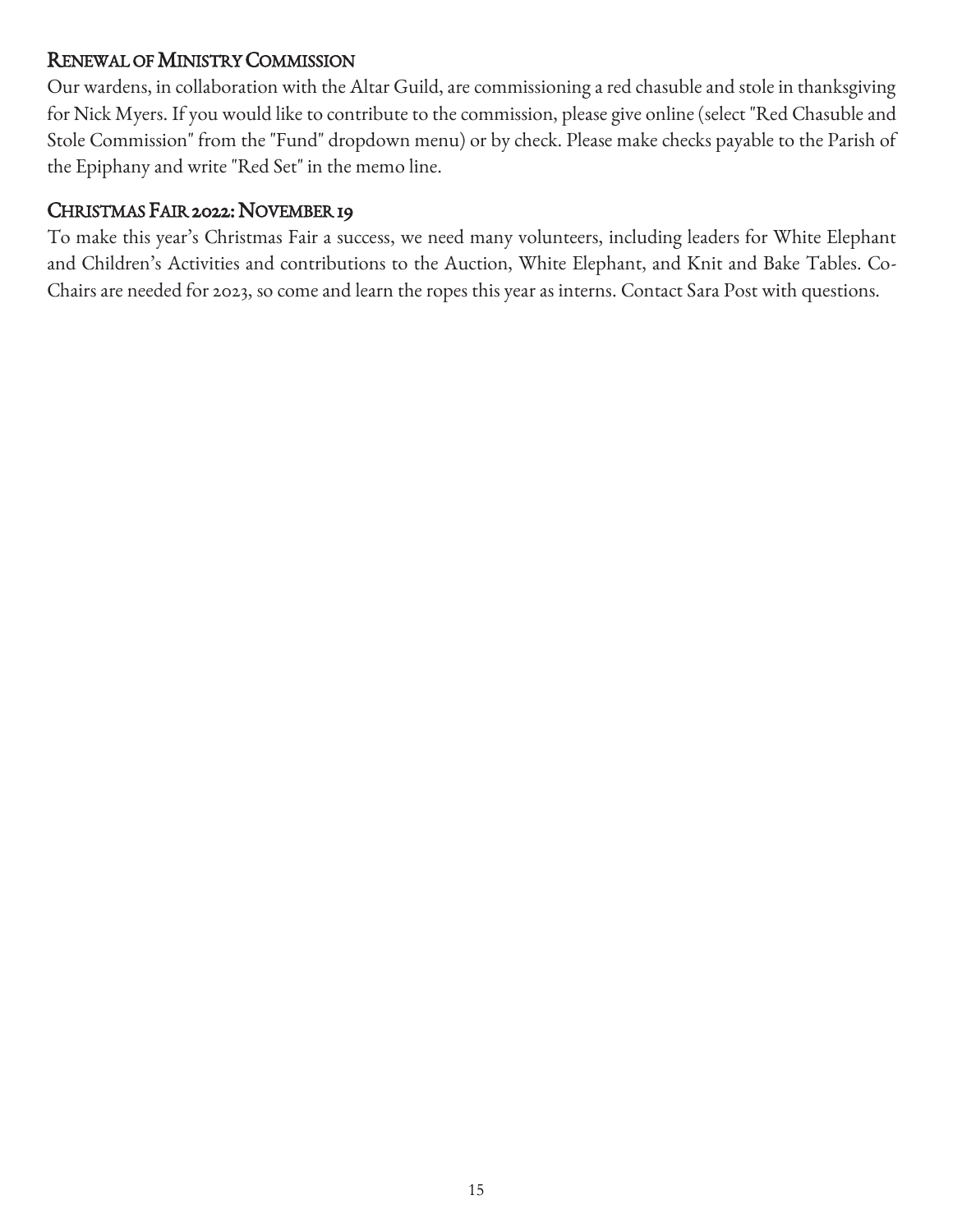## Renewal of Ministry Commission

Our wardens, in collaboration with the Altar Guild, are commissioning a red chasuble and stole in thanksgiving for Nick Myers. If you would like to contribute to the commission, please give online (select "Red Chasuble and Stole Commission" from the "Fund" dropdown menu) or by check. Please make checks payable to the Parish of the Epiphany and write "Red Set" in the memo line.

## Christmas Fair 2022: November 19

To make this year's Christmas Fair a success, we need many volunteers, including leaders for White Elephant and Children's Activities and contributions to the Auction, White Elephant, and Knit and Bake Tables. Co-Chairs are needed for 2023, so come and learn the ropes this year as interns. Contact Sara Post with questions.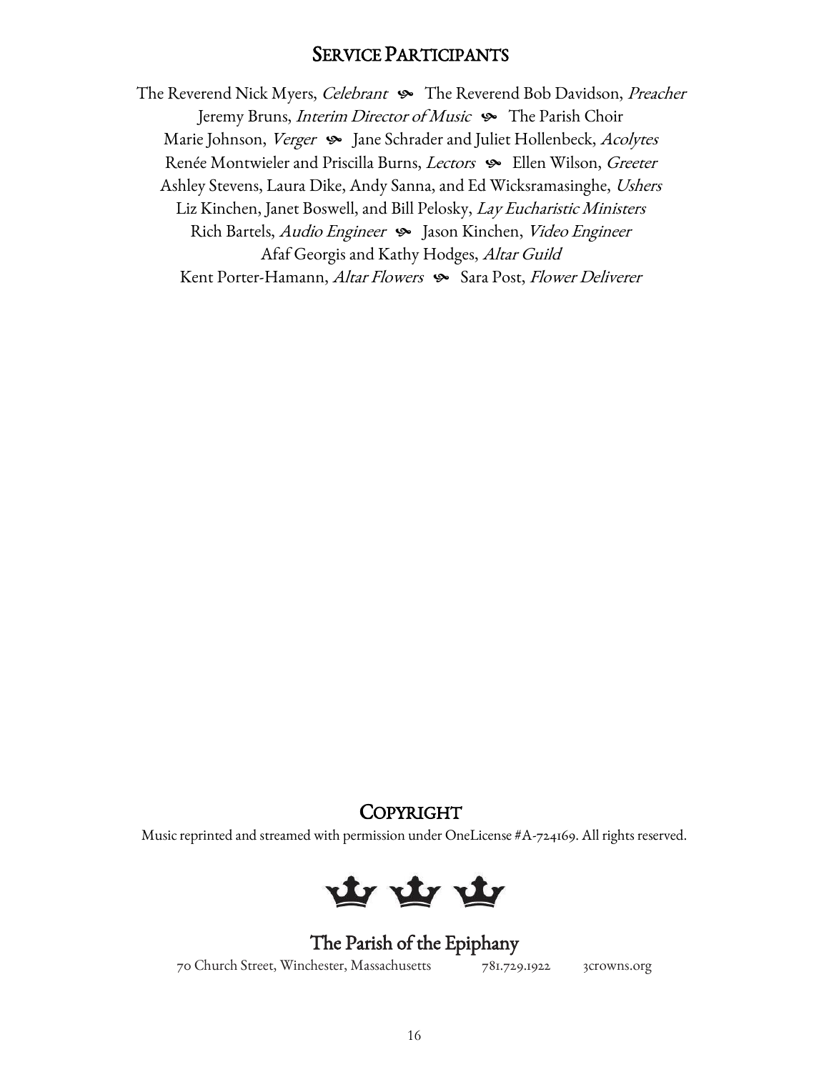## Service Participants

The Reverend Nick Myers, *Celebrant* ⚜ The Reverend Bob Davidson, *Preacher*
Jeremy Bruns, *Interim Director of Music* ⚜ The Parish Choir
Marie Johnson, *Verger* ⚜ Jane Schrader and Juliet Hollenbeck, *Acolytes*
Renée Montwieler and Priscilla Burns, *Lectors* ⚜ Ellen Wilson, *Greeter*
Ashley Stevens, Laura Dike, Andy Sanna, and Ed Wicksramasinghe, *Ushers*
Liz Kinchen, Janet Boswell, and Bill Pelosky, *Lay Eucharistic Ministers*
Rich Bartels, *Audio Engineer* ⚜ Jason Kinchen, *Video Engineer*
Afaf Georgis and Kathy Hodges, *Altar Guild*
Kent Porter-Hamann, *Altar Flowers* ⚜ Sara Post, *Flower Deliverer*

## Copyright

Music reprinted and streamed with permission under OneLicense #A-724169. All rights reserved.

### The Parish of the Epiphany

70 Church Street, Winchester, Massachusetts 781.729.1922 3crowns.org